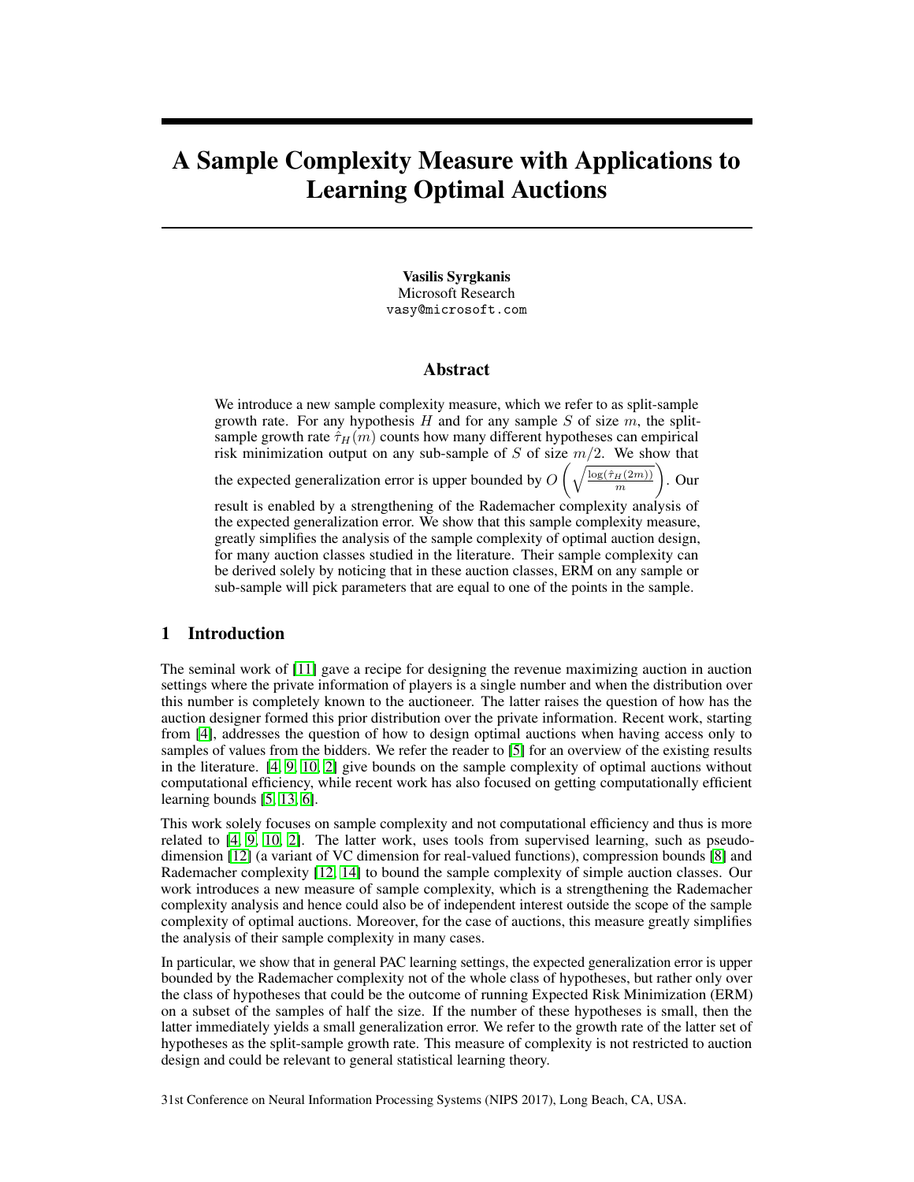# A Sample Complexity Measure with Applications to Learning Optimal Auctions

**Vasilis Syrgkanis**
Microsoft Research
vasy@microsoft.com

## Abstract

We introduce a new sample complexity measure, which we refer to as split-sample growth rate. For any hypothesis $H$ and for any sample $S$ of size $m$, the split-sample growth rate $\hat{\tau}_H(m)$ counts how many different hypotheses can empirical risk minimization output on any sub-sample of $S$ of size $m/2$. We show that the expected generalization error is upper bounded by $O\left(\sqrt{\frac{\log(\hat{\tau}_H(2m))}{m}}\right)$. Our result is enabled by a strengthening of the Rademacher complexity analysis of the expected generalization error. We show that this sample complexity measure, greatly simplifies the analysis of the sample complexity of optimal auction design, for many auction classes studied in the literature. Their sample complexity can be derived solely by noticing that in these auction classes, ERM on any sample or sub-sample will pick parameters that are equal to one of the points in the sample.

## 1 Introduction

The seminal work of [11] gave a recipe for designing the revenue maximizing auction in auction settings where the private information of players is a single number and when the distribution over this number is completely known to the auctioneer. The latter raises the question of how has the auction designer formed this prior distribution over the private information. Recent work, starting from [4], addresses the question of how to design optimal auctions when having access only to samples of values from the bidders. We refer the reader to [5] for an overview of the existing results in the literature. [4, 9, 10, 2] give bounds on the sample complexity of optimal auctions without computational efficiency, while recent work has also focused on getting computationally efficient learning bounds [5, 13, 6].

This work solely focuses on sample complexity and not computational efficiency and thus is more related to [4, 9, 10, 2]. The latter work, uses tools from supervised learning, such as pseudo-dimension [12] (a variant of VC dimension for real-valued functions), compression bounds [8] and Rademacher complexity [12, 14] to bound the sample complexity of simple auction classes. Our work introduces a new measure of sample complexity, which is a strengthening the Rademacher complexity analysis and hence could also be of independent interest outside the scope of the sample complexity of optimal auctions. Moreover, for the case of auctions, this measure greatly simplifies the analysis of their sample complexity in many cases.

In particular, we show that in general PAC learning settings, the expected generalization error is upper bounded by the Rademacher complexity not of the whole class of hypotheses, but rather only over the class of hypotheses that could be the outcome of running Expected Risk Minimization (ERM) on a subset of the samples of half the size. If the number of these hypotheses is small, then the latter immediately yields a small generalization error. We refer to the growth rate of the latter set of hypotheses as the split-sample growth rate. This measure of complexity is not restricted to auction design and could be relevant to general statistical learning theory.

31st Conference on Neural Information Processing Systems (NIPS 2017), Long Beach, CA, USA.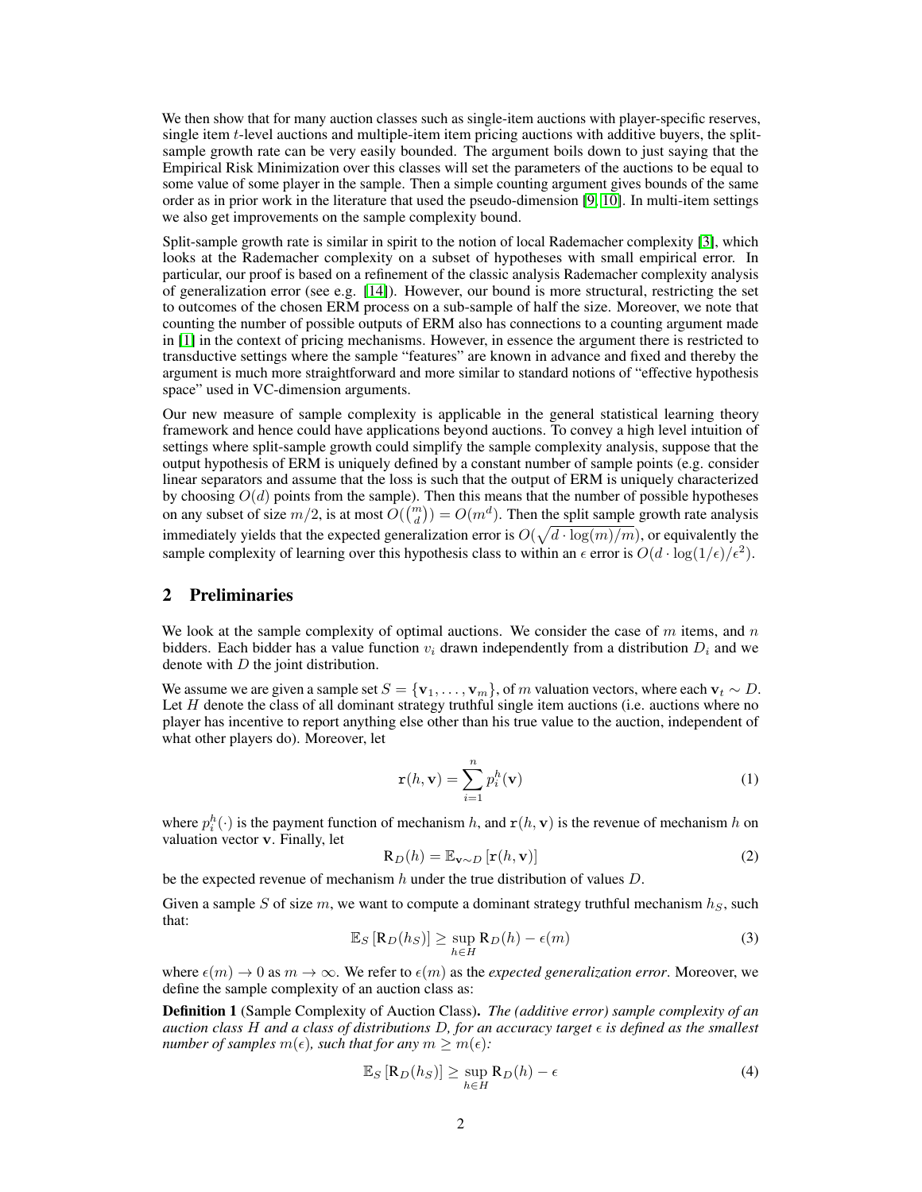We then show that for many auction classes such as single-item auctions with player-specific reserves, single item $t$-level auctions and multiple-item item pricing auctions with additive buyers, the split-sample growth rate can be very easily bounded. The argument boils down to just saying that the Empirical Risk Minimization over this classes will set the parameters of the auctions to be equal to some value of some player in the sample. Then a simple counting argument gives bounds of the same order as in prior work in the literature that used the pseudo-dimension [9, 10]. In multi-item settings we also get improvements on the sample complexity bound.

Split-sample growth rate is similar in spirit to the notion of local Rademacher complexity [3], which looks at the Rademacher complexity on a subset of hypotheses with small empirical error. In particular, our proof is based on a refinement of the classic analysis Rademacher complexity analysis of generalization error (see e.g. [14]). However, our bound is more structural, restricting the set to outcomes of the chosen ERM process on a sub-sample of half the size. Moreover, we note that counting the number of possible outputs of ERM also has connections to a counting argument made in [1] in the context of pricing mechanisms. However, in essence the argument there is restricted to transductive settings where the sample "features" are known in advance and fixed and thereby the argument is much more straightforward and more similar to standard notions of "effective hypothesis space" used in VC-dimension arguments.

Our new measure of sample complexity is applicable in the general statistical learning theory framework and hence could have applications beyond auctions. To convey a high level intuition of settings where split-sample growth could simplify the sample complexity analysis, suppose that the output hypothesis of ERM is uniquely defined by a constant number of sample points (e.g. consider linear separators and assume that the loss is such that the output of ERM is uniquely characterized by choosing $O(d)$ points from the sample). Then this means that the number of possible hypotheses on any subset of size $m/2$, is at most $O(\binom{m}{d}) = O(m^d)$. Then the split sample growth rate analysis immediately yields that the expected generalization error is $O(\sqrt{d \cdot \log(m)/m})$, or equivalently the sample complexity of learning over this hypothesis class to within an $\epsilon$ error is $O(d \cdot \log(1/\epsilon)/\epsilon^2)$.

## 2 Preliminaries

We look at the sample complexity of optimal auctions. We consider the case of $m$ items, and $n$ bidders. Each bidder has a value function $v_i$ drawn independently from a distribution $D_i$ and we denote with $D$ the joint distribution.

We assume we are given a sample set $S = \{\mathbf{v}_1, \ldots, \mathbf{v}_m\}$, of $m$ valuation vectors, where each $\mathbf{v}_t \sim D$. Let $H$ denote the class of all dominant strategy truthful single item auctions (i.e. auctions where no player has incentive to report anything else other than his true value to the auction, independent of what other players do). Moreover, let

$$\mathtt{r}(h, \mathbf{v}) = \sum_{i=1}^{n} p_i^h(\mathbf{v}) \tag{1}$$

where $p_i^h(\cdot)$ is the payment function of mechanism $h$, and $\mathtt{r}(h, \mathbf{v})$ is the revenue of mechanism $h$ on valuation vector $\mathbf{v}$. Finally, let

$$\mathrm{R}_D(h) = \mathbb{E}_{\mathbf{v} \sim D}\left[\mathtt{r}(h, \mathbf{v})\right] \tag{2}$$

be the expected revenue of mechanism $h$ under the true distribution of values $D$.

Given a sample $S$ of size $m$, we want to compute a dominant strategy truthful mechanism $h_S$, such that:

$$\mathbb{E}_S\left[\mathrm{R}_D(h_S)\right] \geq \sup_{h \in H} \mathrm{R}_D(h) - \epsilon(m) \tag{3}$$

where $\epsilon(m) \to 0$ as $m \to \infty$. We refer to $\epsilon(m)$ as the *expected generalization error*. Moreover, we define the sample complexity of an auction class as:

**Definition 1** (Sample Complexity of Auction Class). *The (additive error) sample complexity of an auction class $H$ and a class of distributions $D$, for an accuracy target $\epsilon$ is defined as the smallest number of samples $m(\epsilon)$, such that for any $m \geq m(\epsilon)$:*

$$\mathbb{E}_S\left[\mathrm{R}_D(h_S)\right] \geq \sup_{h \in H} \mathrm{R}_D(h) - \epsilon \tag{4}$$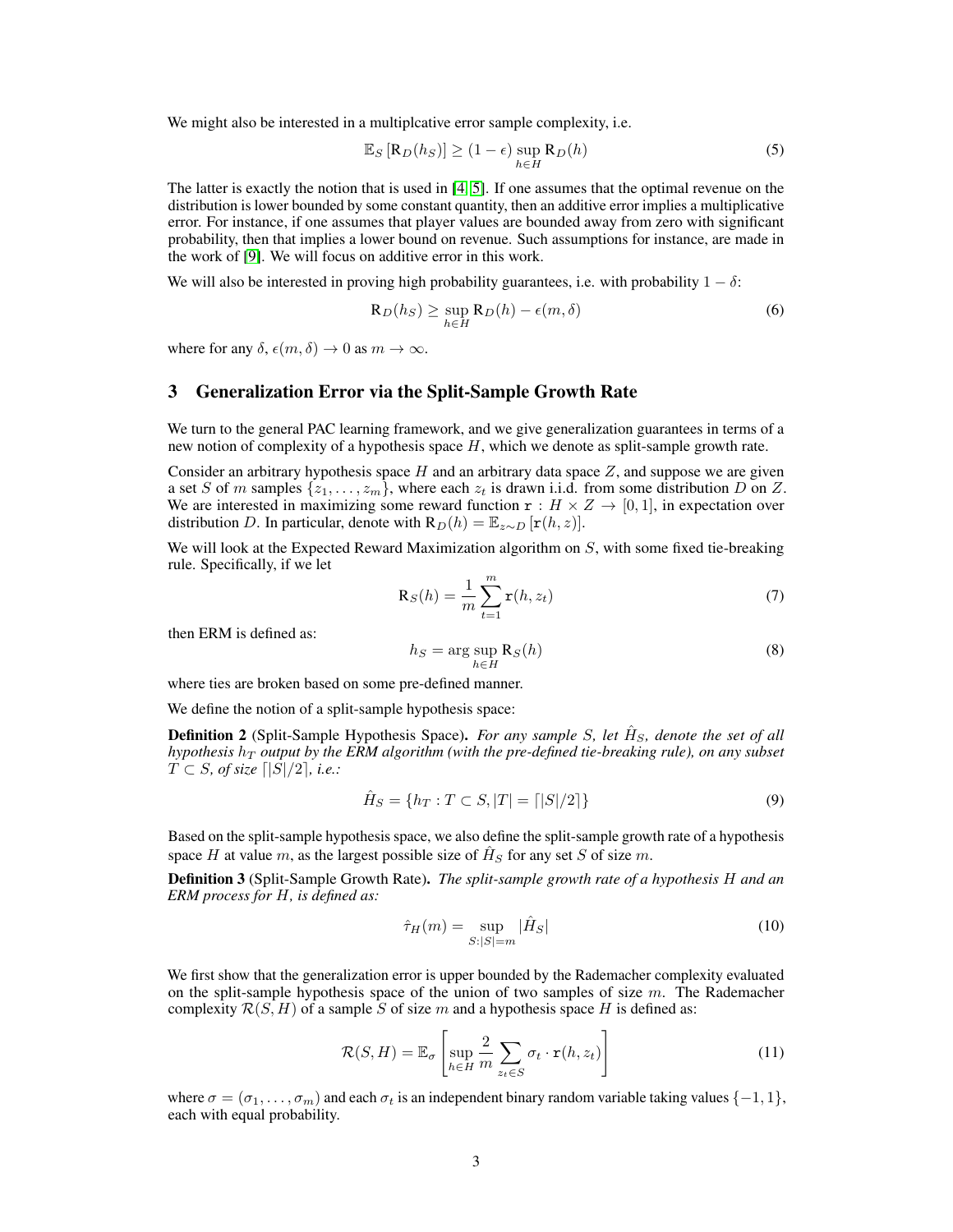We might also be interested in a multiplcative error sample complexity, i.e.

$$\mathbb{E}_S [\mathrm{R}_D(h_S)] \geq (1 - \epsilon) \sup_{h \in H} \mathrm{R}_D(h) \tag{5}$$

The latter is exactly the notion that is used in [4, 5]. If one assumes that the optimal revenue on the distribution is lower bounded by some constant quantity, then an additive error implies a multiplicative error. For instance, if one assumes that player values are bounded away from zero with significant probability, then that implies a lower bound on revenue. Such assumptions for instance, are made in the work of [9]. We will focus on additive error in this work.

We will also be interested in proving high probability guarantees, i.e. with probability $1 - \delta$:

$$\mathrm{R}_D(h_S) \geq \sup_{h \in H} \mathrm{R}_D(h) - \epsilon(m, \delta) \tag{6}$$

where for any $\delta$, $\epsilon(m, \delta) \to 0$ as $m \to \infty$.

## 3 Generalization Error via the Split-Sample Growth Rate

We turn to the general PAC learning framework, and we give generalization guarantees in terms of a new notion of complexity of a hypothesis space $H$, which we denote as split-sample growth rate.

Consider an arbitrary hypothesis space $H$ and an arbitrary data space $Z$, and suppose we are given a set $S$ of $m$ samples $\{z_1, \ldots, z_m\}$, where each $z_t$ is drawn i.i.d. from some distribution $D$ on $Z$. We are interested in maximizing some reward function $\mathtt{r} : H \times Z \to [0, 1]$, in expectation over distribution $D$. In particular, denote with $\mathrm{R}_D(h) = \mathbb{E}_{z \sim D}[\mathtt{r}(h, z)]$.

We will look at the Expected Reward Maximization algorithm on $S$, with some fixed tie-breaking rule. Specifically, if we let

$$\mathrm{R}_S(h) = \frac{1}{m} \sum_{t=1}^{m} \mathtt{r}(h, z_t) \tag{7}$$

then ERM is defined as:

$$h_S = \arg\sup_{h \in H} \mathrm{R}_S(h) \tag{8}$$

where ties are broken based on some pre-defined manner.

We define the notion of a split-sample hypothesis space:

**Definition 2** (Split-Sample Hypothesis Space). *For any sample $S$, let $\hat{H}_S$, denote the set of all hypothesis $h_T$ output by the ERM algorithm (with the pre-defined tie-breaking rule), on any subset $T \subset S$, of size $\lceil |S|/2 \rceil$, i.e.:*

$$\hat{H}_S = \{h_T : T \subset S, |T| = \lceil |S|/2 \rceil\} \tag{9}$$

Based on the split-sample hypothesis space, we also define the split-sample growth rate of a hypothesis space $H$ at value $m$, as the largest possible size of $\hat{H}_S$ for any set $S$ of size $m$.

**Definition 3** (Split-Sample Growth Rate). *The split-sample growth rate of a hypothesis $H$ and an ERM process for $H$, is defined as:*

$$\hat{\tau}_H(m) = \sup_{S : |S| = m} |\hat{H}_S| \tag{10}$$

We first show that the generalization error is upper bounded by the Rademacher complexity evaluated on the split-sample hypothesis space of the union of two samples of size $m$. The Rademacher complexity $\mathcal{R}(S, H)$ of a sample $S$ of size $m$ and a hypothesis space $H$ is defined as:

$$\mathcal{R}(S, H) = \mathbb{E}_\sigma \left[ \sup_{h \in H} \frac{2}{m} \sum_{z_t \in S} \sigma_t \cdot \mathtt{r}(h, z_t) \right] \tag{11}$$

where $\sigma = (\sigma_1, \ldots, \sigma_m)$ and each $\sigma_t$ is an independent binary random variable taking values $\{-1, 1\}$, each with equal probability.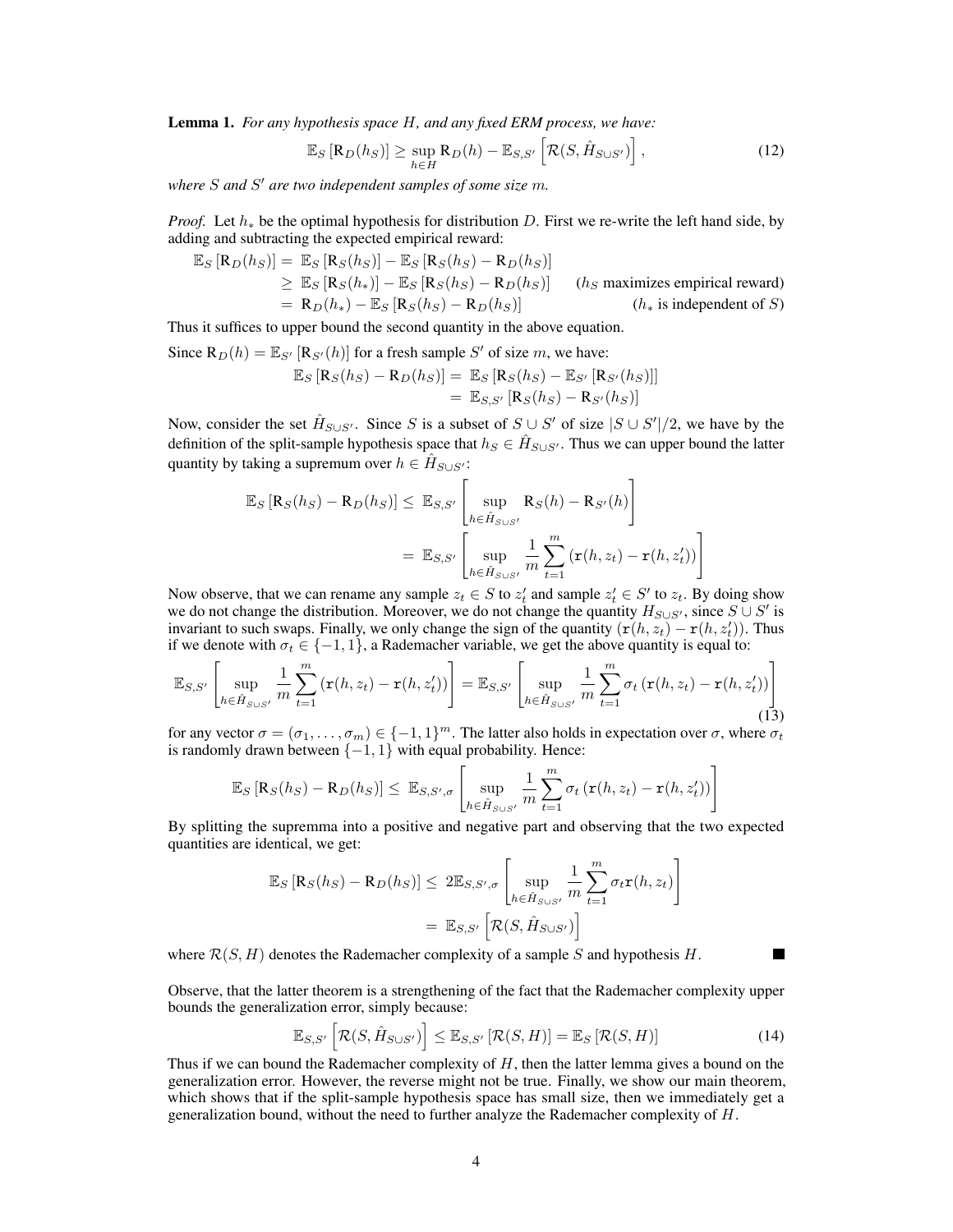**Lemma 1.** *For any hypothesis space $H$, and any fixed ERM process, we have:*

$$\mathbb{E}_S\left[\mathrm{R}_D(h_S)\right] \geq \sup_{h\in H} \mathrm{R}_D(h) - \mathbb{E}_{S,S'}\left[\mathcal{R}(S, \hat{H}_{S\cup S'})\right], \tag{12}$$

*where $S$ and $S'$ are two independent samples of some size $m$.*

*Proof.* Let $h_*$ be the optimal hypothesis for distribution $D$. First we re-write the left hand side, by adding and subtracting the expected empirical reward:

$$\begin{aligned}
\mathbb{E}_S\left[\mathrm{R}_D(h_S)\right] &= \mathbb{E}_S\left[\mathrm{R}_S(h_S)\right] - \mathbb{E}_S\left[\mathrm{R}_S(h_S) - \mathrm{R}_D(h_S)\right] \\
&\geq \mathbb{E}_S\left[\mathrm{R}_S(h_*)\right] - \mathbb{E}_S\left[\mathrm{R}_S(h_S) - \mathrm{R}_D(h_S)\right] \qquad (h_S \text{ maximizes empirical reward}) \\
&= \mathrm{R}_D(h_*) - \mathbb{E}_S\left[\mathrm{R}_S(h_S) - \mathrm{R}_D(h_S)\right] \qquad (h_* \text{ is independent of } S)
\end{aligned}$$

Thus it suffices to upper bound the second quantity in the above equation.

Since $\mathrm{R}_D(h) = \mathbb{E}_{S'}\left[\mathrm{R}_{S'}(h)\right]$ for a fresh sample $S'$ of size $m$, we have:

$$\begin{aligned}
\mathbb{E}_S\left[\mathrm{R}_S(h_S) - \mathrm{R}_D(h_S)\right] &= \mathbb{E}_S\left[\mathrm{R}_S(h_S) - \mathbb{E}_{S'}\left[\mathrm{R}_{S'}(h_S)\right]\right] \\
&= \mathbb{E}_{S,S'}\left[\mathrm{R}_S(h_S) - \mathrm{R}_{S'}(h_S)\right]
\end{aligned}$$

Now, consider the set $\hat{H}_{S\cup S'}$. Since $S$ is a subset of $S \cup S'$ of size $|S \cup S'|/2$, we have by the definition of the split-sample hypothesis space that $h_S \in \hat{H}_{S\cup S'}$. Thus we can upper bound the latter quantity by taking a supremum over $h \in \hat{H}_{S\cup S'}$:

$$\begin{aligned}
\mathbb{E}_S\left[\mathrm{R}_S(h_S) - \mathrm{R}_D(h_S)\right] &\leq \mathbb{E}_{S,S'}\left[\sup_{h\in \hat{H}_{S\cup S'}} \mathrm{R}_S(h) - \mathrm{R}_{S'}(h)\right] \\
&= \mathbb{E}_{S,S'}\left[\sup_{h\in \hat{H}_{S\cup S'}} \frac{1}{m}\sum_{t=1}^{m}\left(\mathtt{r}(h, z_t) - \mathtt{r}(h, z'_t)\right)\right]
\end{aligned}$$

Now observe, that we can rename any sample $z_t \in S$ to $z'_t$ and sample $z'_t \in S'$ to $z_t$. By doing show we do not change the distribution. Moreover, we do not change the quantity $H_{S\cup S'}$, since $S \cup S'$ is invariant to such swaps. Finally, we only change the sign of the quantity $(\mathtt{r}(h, z_t) - \mathtt{r}(h, z'_t))$. Thus if we denote with $\sigma_t \in \{-1, 1\}$, a Rademacher variable, we get the above quantity is equal to:

$$\mathbb{E}_{S,S'}\left[\sup_{h\in \hat{H}_{S\cup S'}} \frac{1}{m}\sum_{t=1}^{m}\left(\mathtt{r}(h, z_t) - \mathtt{r}(h, z'_t)\right)\right] = \mathbb{E}_{S,S'}\left[\sup_{h\in \hat{H}_{S\cup S'}} \frac{1}{m}\sum_{t=1}^{m}\sigma_t\left(\mathtt{r}(h, z_t) - \mathtt{r}(h, z'_t)\right)\right] \tag{13}$$

for any vector $\sigma = (\sigma_1, \ldots, \sigma_m) \in \{-1, 1\}^m$. The latter also holds in expectation over $\sigma$, where $\sigma_t$ is randomly drawn between $\{-1, 1\}$ with equal probability. Hence:

$$\mathbb{E}_S\left[\mathrm{R}_S(h_S) - \mathrm{R}_D(h_S)\right] \leq \mathbb{E}_{S,S',\sigma}\left[\sup_{h\in \hat{H}_{S\cup S'}} \frac{1}{m}\sum_{t=1}^{m}\sigma_t\left(\mathtt{r}(h, z_t) - \mathtt{r}(h, z'_t)\right)\right]$$

By splitting the supremma into a positive and negative part and observing that the two expected quantities are identical, we get:

$$\begin{aligned}
\mathbb{E}_S\left[\mathrm{R}_S(h_S) - \mathrm{R}_D(h_S)\right] &\leq 2\mathbb{E}_{S,S',\sigma}\left[\sup_{h\in \hat{H}_{S\cup S'}} \frac{1}{m}\sum_{t=1}^{m}\sigma_t \mathtt{r}(h, z_t)\right] \\
&= \mathbb{E}_{S,S'}\left[\mathcal{R}(S, \hat{H}_{S\cup S'})\right]
\end{aligned}$$

where $\mathcal{R}(S, H)$ denotes the Rademacher complexity of a sample $S$ and hypothesis $H$. ∎

Observe, that the latter theorem is a strengthening of the fact that the Rademacher complexity upper bounds the generalization error, simply because:

$$\mathbb{E}_{S,S'}\left[\mathcal{R}(S, \hat{H}_{S\cup S'})\right] \leq \mathbb{E}_{S,S'}\left[\mathcal{R}(S, H)\right] = \mathbb{E}_S\left[\mathcal{R}(S, H)\right] \tag{14}$$

Thus if we can bound the Rademacher complexity of $H$, then the latter lemma gives a bound on the generalization error. However, the reverse might not be true. Finally, we show our main theorem, which shows that if the split-sample hypothesis space has small size, then we immediately get a generalization bound, without the need to further analyze the Rademacher complexity of $H$.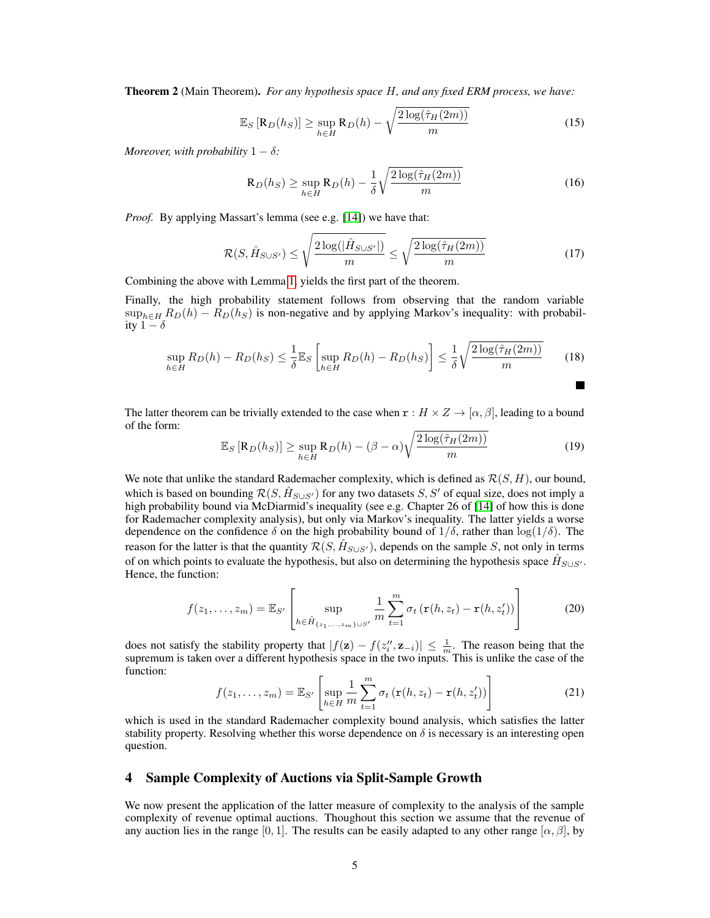**Theorem 2** (Main Theorem). *For any hypothesis space $H$, and any fixed ERM process, we have:*

$$\mathbb{E}_S\left[\mathrm{R}_D(h_S)\right] \geq \sup_{h\in H} \mathrm{R}_D(h) - \sqrt{\frac{2\log(\hat{\tau}_H(2m))}{m}} \tag{15}$$

*Moreover, with probability $1-\delta$:*

$$\mathrm{R}_D(h_S) \geq \sup_{h\in H} \mathrm{R}_D(h) - \frac{1}{\delta}\sqrt{\frac{2\log(\hat{\tau}_H(2m))}{m}} \tag{16}$$

*Proof.* By applying Massart's lemma (see e.g. [14]) we have that:

$$\mathcal{R}(S, \hat{H}_{S\cup S'}) \leq \sqrt{\frac{2\log(|\hat{H}_{S\cup S'}|)}{m}} \leq \sqrt{\frac{2\log(\hat{\tau}_H(2m))}{m}} \tag{17}$$

Combining the above with Lemma 1, yields the first part of the theorem.

Finally, the high probability statement follows from observing that the random variable $\sup_{h\in H} R_D(h) - R_D(h_S)$ is non-negative and by applying Markov's inequality: with probability $1-\delta$

$$\sup_{h\in H} R_D(h) - R_D(h_S) \leq \frac{1}{\delta}\mathbb{E}_S\left[\sup_{h\in H} R_D(h) - R_D(h_S)\right] \leq \frac{1}{\delta}\sqrt{\frac{2\log(\hat{\tau}_H(2m))}{m}} \tag{18}$$

■

The latter theorem can be trivially extended to the case when $\mathtt{r} : H\times Z \to [\alpha,\beta]$, leading to a bound of the form:

$$\mathbb{E}_S\left[\mathrm{R}_D(h_S)\right] \geq \sup_{h\in H} \mathrm{R}_D(h) - (\beta-\alpha)\sqrt{\frac{2\log(\hat{\tau}_H(2m))}{m}} \tag{19}$$

We note that unlike the standard Rademacher complexity, which is defined as $\mathcal{R}(S,H)$, our bound, which is based on bounding $\mathcal{R}(S,\hat{H}_{S\cup S'})$ for any two datasets $S, S'$ of equal size, does not imply a high probability bound via McDiarmid's inequality (see e.g. Chapter 26 of [14] of how this is done for Rademacher complexity analysis), but only via Markov's inequality. The latter yields a worse dependence on the confidence $\delta$ on the high probability bound of $1/\delta$, rather than $\log(1/\delta)$. The reason for the latter is that the quantity $\mathcal{R}(S,\hat{H}_{S\cup S'})$, depends on the sample $S$, not only in terms of on which points to evaluate the hypothesis, but also on determining the hypothesis space $\hat{H}_{S\cup S'}$. Hence, the function:

$$f(z_1,\ldots,z_m) = \mathbb{E}_{S'}\left[\sup_{h\in \hat{H}_{\{z_1,\ldots,z_m\}\cup S'}} \frac{1}{m}\sum_{t=1}^{m}\sigma_t\left(\mathtt{r}(h,z_t) - \mathtt{r}(h,z_t')\right)\right] \tag{20}$$

does not satisfy the stability property that $|f(\mathbf{z}) - f(z_i'', \mathbf{z}_{-i})| \leq \frac{1}{m}$. The reason being that the supremum is taken over a different hypothesis space in the two inputs. This is unlike the case of the function:

$$f(z_1,\ldots,z_m) = \mathbb{E}_{S'}\left[\sup_{h\in H} \frac{1}{m}\sum_{t=1}^{m}\sigma_t\left(\mathtt{r}(h,z_t) - \mathtt{r}(h,z_t')\right)\right] \tag{21}$$

which is used in the standard Rademacher complexity bound analysis, which satisfies the latter stability property. Resolving whether this worse dependence on $\delta$ is necessary is an interesting open question.

## 4 Sample Complexity of Auctions via Split-Sample Growth

We now present the application of the latter measure of complexity to the analysis of the sample complexity of revenue optimal auctions. Thoughout this section we assume that the revenue of any auction lies in the range $[0,1]$. The results can be easily adapted to any other range $[\alpha,\beta]$, by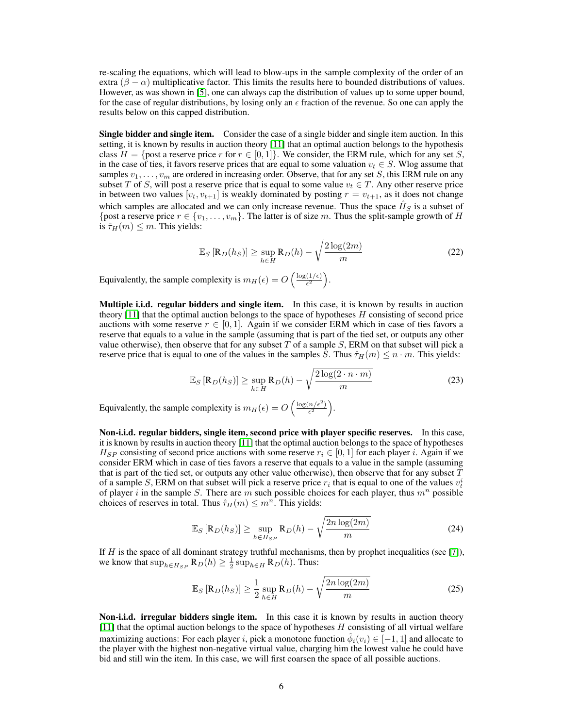re-scaling the equations, which will lead to blow-ups in the sample complexity of the order of an extra $(\beta - \alpha)$ multiplicative factor. This limits the results here to bounded distributions of values. However, as was shown in [5], one can always cap the distribution of values up to some upper bound, for the case of regular distributions, by losing only an $\epsilon$ fraction of the revenue. So one can apply the results below on this capped distribution.

**Single bidder and single item.** Consider the case of a single bidder and single item auction. In this setting, it is known by results in auction theory [11] that an optimal auction belongs to the hypothesis class $H = \{\text{post a reserve price } r \text{ for } r \in [0, 1]\}$. We consider, the ERM rule, which for any set $S$, in the case of ties, it favors reserve prices that are equal to some valuation $v_t \in S$. Wlog assume that samples $v_1, \ldots, v_m$ are ordered in increasing order. Observe, that for any set $S$, this ERM rule on any subset $T$ of $S$, will post a reserve price that is equal to some value $v_t \in T$. Any other reserve price in between two values $[v_t, v_{t+1}]$ is weakly dominated by posting $r = v_{t+1}$, as it does not change which samples are allocated and we can only increase revenue. Thus the space $\hat{H}_S$ is a subset of $\{\text{post a reserve price } r \in \{v_1, \ldots, v_m\}$. The latter is of size $m$. Thus the split-sample growth of $H$ is $\hat{\tau}_H(m) \leq m$. This yields:

$$\mathbb{E}_S \left[ \mathrm{R}_D(h_S) \right] \geq \sup_{h \in H} \mathrm{R}_D(h) - \sqrt{\frac{2 \log(2m)}{m}} \tag{22}$$

Equivalently, the sample complexity is $m_H(\epsilon) = O\left(\frac{\log(1/\epsilon)}{\epsilon^2}\right)$.

**Multiple i.i.d. regular bidders and single item.** In this case, it is known by results in auction theory [11] that the optimal auction belongs to the space of hypotheses $H$ consisting of second price auctions with some reserve $r \in [0, 1]$. Again if we consider ERM which in case of ties favors a reserve that equals to a value in the sample (assuming that is part of the tied set, or outputs any other value otherwise), then observe that for any subset $T$ of a sample $S$, ERM on that subset will pick a reserve price that is equal to one of the values in the samples $S$. Thus $\hat{\tau}_H(m) \leq n \cdot m$. This yields:

$$\mathbb{E}_S \left[ \mathrm{R}_D(h_S) \right] \geq \sup_{h \in H} \mathrm{R}_D(h) - \sqrt{\frac{2 \log(2 \cdot n \cdot m)}{m}} \tag{23}$$

Equivalently, the sample complexity is $m_H(\epsilon) = O\left(\frac{\log(n/\epsilon^2)}{\epsilon^2}\right)$.

**Non-i.i.d. regular bidders, single item, second price with player specific reserves.** In this case, it is known by results in auction theory [11] that the optimal auction belongs to the space of hypotheses $H_{SP}$ consisting of second price auctions with some reserve $r_i \in [0, 1]$ for each player $i$. Again if we consider ERM which in case of ties favors a reserve that equals to a value in the sample (assuming that is part of the tied set, or outputs any other value otherwise), then observe that for any subset $T$ of a sample $S$, ERM on that subset will pick a reserve price $r_i$ that is equal to one of the values $v_t^i$ of player $i$ in the sample $S$. There are $m$ such possible choices for each player, thus $m^n$ possible choices of reserves in total. Thus $\hat{\tau}_H(m) \leq m^n$. This yields:

$$\mathbb{E}_S \left[ \mathrm{R}_D(h_S) \right] \geq \sup_{h \in H_{SP}} \mathrm{R}_D(h) - \sqrt{\frac{2n \log(2m)}{m}} \tag{24}$$

If $H$ is the space of all dominant strategy truthful mechanisms, then by prophet inequalities (see [7]), we know that $\sup_{h \in H_{SP}} \mathrm{R}_D(h) \geq \frac{1}{2} \sup_{h \in H} \mathrm{R}_D(h)$. Thus:

$$\mathbb{E}_S \left[ \mathrm{R}_D(h_S) \right] \geq \frac{1}{2} \sup_{h \in H} \mathrm{R}_D(h) - \sqrt{\frac{2n \log(2m)}{m}} \tag{25}$$

**Non-i.i.d. irregular bidders single item.** In this case it is known by results in auction theory [11] that the optimal auction belongs to the space of hypotheses $H$ consisting of all virtual welfare maximizing auctions: For each player $i$, pick a monotone function $\hat{\phi}_i(v_i) \in [-1, 1]$ and allocate to the player with the highest non-negative virtual value, charging him the lowest value he could have bid and still win the item. In this case, we will first coarsen the space of all possible auctions.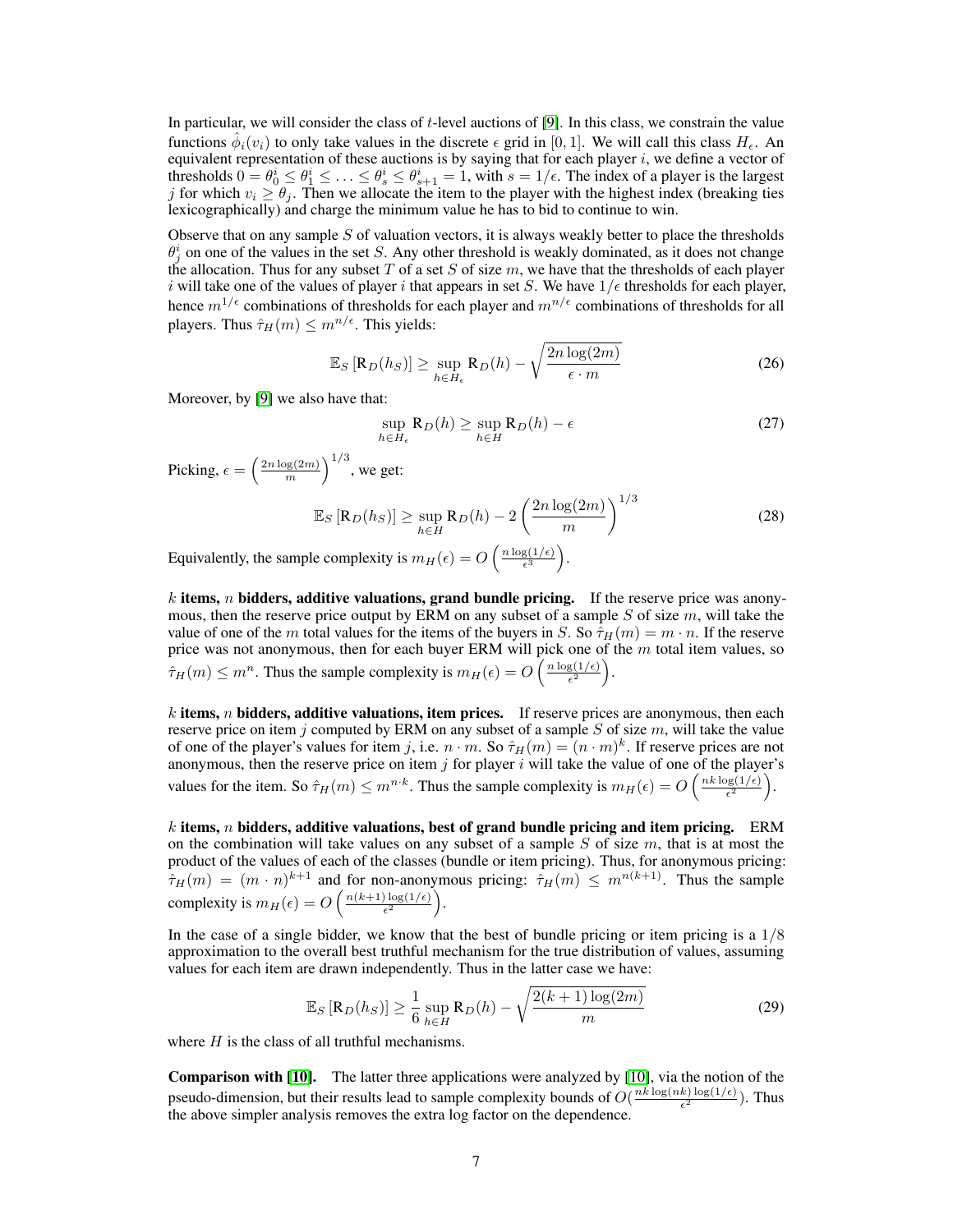In particular, we will consider the class of $t$-level auctions of [9]. In this class, we constrain the value functions $\hat{\phi}_i(v_i)$ to only take values in the discrete $\epsilon$ grid in $[0, 1]$. We will call this class $H_\epsilon$. An equivalent representation of these auctions is by saying that for each player $i$, we define a vector of thresholds $0 = \theta_0^i \leq \theta_1^i \leq \ldots \leq \theta_s^i \leq \theta_{s+1}^i = 1$, with $s = 1/\epsilon$. The index of a player is the largest $j$ for which $v_i \geq \theta_j$. Then we allocate the item to the player with the highest index (breaking ties lexicographically) and charge the minimum value he has to bid to continue to win.

Observe that on any sample $S$ of valuation vectors, it is always weakly better to place the thresholds $\theta_j^i$ on one of the values in the set $S$. Any other threshold is weakly dominated, as it does not change the allocation. Thus for any subset $T$ of a set $S$ of size $m$, we have that the thresholds of each player $i$ will take one of the values of player $i$ that appears in set $S$. We have $1/\epsilon$ thresholds for each player, hence $m^{1/\epsilon}$ combinations of thresholds for each player and $m^{n/\epsilon}$ combinations of thresholds for all players. Thus $\hat{\tau}_H(m) \leq m^{n/\epsilon}$. This yields:

$$\mathbb{E}_S\left[\mathrm{R}_D(h_S)\right] \geq \sup_{h \in H_\epsilon} \mathrm{R}_D(h) - \sqrt{\frac{2n\log(2m)}{\epsilon \cdot m}} \tag{26}$$

Moreover, by [9] we also have that:

$$\sup_{h \in H_\epsilon} \mathrm{R}_D(h) \geq \sup_{h \in H} \mathrm{R}_D(h) - \epsilon \tag{27}$$

Picking, $\epsilon = \left(\frac{2n\log(2m)}{m}\right)^{1/3}$, we get:

$$\mathbb{E}_S\left[\mathrm{R}_D(h_S)\right] \geq \sup_{h \in H} \mathrm{R}_D(h) - 2\left(\frac{2n\log(2m)}{m}\right)^{1/3} \tag{28}$$

Equivalently, the sample complexity is $m_H(\epsilon) = O\left(\frac{n\log(1/\epsilon)}{\epsilon^3}\right)$.

**$k$ items, $n$ bidders, additive valuations, grand bundle pricing.** If the reserve price was anonymous, then the reserve price output by ERM on any subset of a sample $S$ of size $m$, will take the value of one of the $m$ total values for the items of the buyers in $S$. So $\hat{\tau}_H(m) = m \cdot n$. If the reserve price was not anonymous, then for each buyer ERM will pick one of the $m$ total item values, so $\hat{\tau}_H(m) \leq m^n$. Thus the sample complexity is $m_H(\epsilon) = O\left(\frac{n\log(1/\epsilon)}{\epsilon^2}\right)$.

**$k$ items, $n$ bidders, additive valuations, item prices.** If reserve prices are anonymous, then each reserve price on item $j$ computed by ERM on any subset of a sample $S$ of size $m$, will take the value of one of the player's values for item $j$, i.e. $n \cdot m$. So $\hat{\tau}_H(m) = (n \cdot m)^k$. If reserve prices are not anonymous, then the reserve price on item $j$ for player $i$ will take the value of one of the player's values for the item. So $\hat{\tau}_H(m) \leq m^{n \cdot k}$. Thus the sample complexity is $m_H(\epsilon) = O\left(\frac{nk\log(1/\epsilon)}{\epsilon^2}\right)$.

**$k$ items, $n$ bidders, additive valuations, best of grand bundle pricing and item pricing.** ERM on the combination will take values on any subset of a sample $S$ of size $m$, that is at most the product of the values of each of the classes (bundle or item pricing). Thus, for anonymous pricing: $\hat{\tau}_H(m) = (m \cdot n)^{k+1}$ and for non-anonymous pricing: $\hat{\tau}_H(m) \leq m^{n(k+1)}$. Thus the sample complexity is $m_H(\epsilon) = O\left(\frac{n(k+1)\log(1/\epsilon)}{\epsilon^2}\right)$.

In the case of a single bidder, we know that the best of bundle pricing or item pricing is a $1/8$ approximation to the overall best truthful mechanism for the true distribution of values, assuming values for each item are drawn independently. Thus in the latter case we have:

$$\mathbb{E}_S\left[\mathrm{R}_D(h_S)\right] \geq \frac{1}{6}\sup_{h \in H} \mathrm{R}_D(h) - \sqrt{\frac{2(k+1)\log(2m)}{m}} \tag{29}$$

where $H$ is the class of all truthful mechanisms.

**Comparison with [10].** The latter three applications were analyzed by [10], via the notion of the pseudo-dimension, but their results lead to sample complexity bounds of $O\left(\frac{nk\log(nk)\log(1/\epsilon)}{\epsilon^2}\right)$. Thus the above simpler analysis removes the extra log factor on the dependence.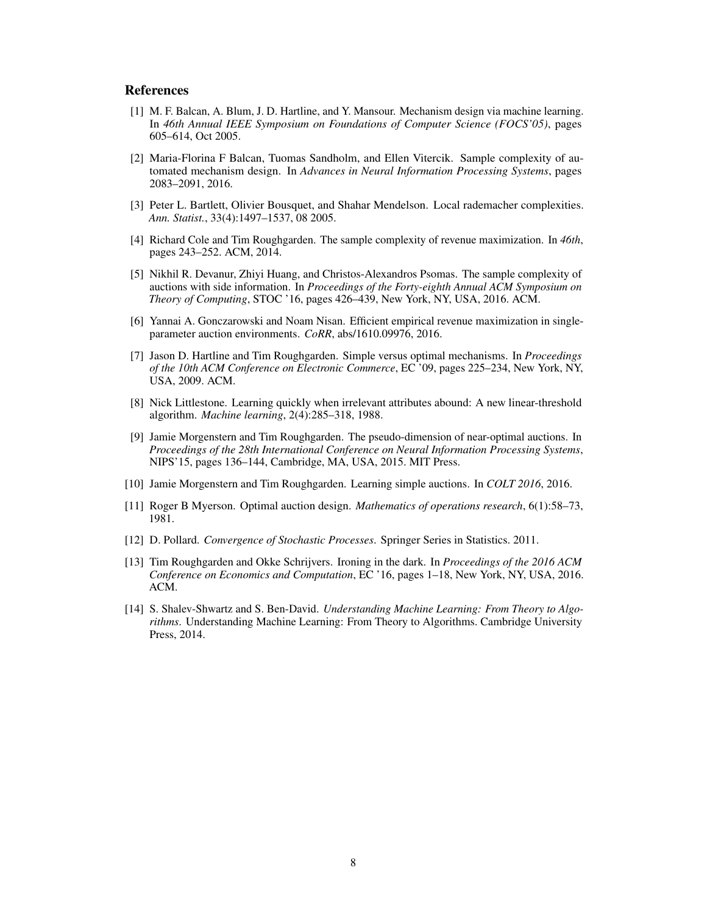## References

[1] M. F. Balcan, A. Blum, J. D. Hartline, and Y. Mansour. Mechanism design via machine learning. In *46th Annual IEEE Symposium on Foundations of Computer Science (FOCS'05)*, pages 605–614, Oct 2005.

[2] Maria-Florina F Balcan, Tuomas Sandholm, and Ellen Vitercik. Sample complexity of automated mechanism design. In *Advances in Neural Information Processing Systems*, pages 2083–2091, 2016.

[3] Peter L. Bartlett, Olivier Bousquet, and Shahar Mendelson. Local rademacher complexities. *Ann. Statist.*, 33(4):1497–1537, 08 2005.

[4] Richard Cole and Tim Roughgarden. The sample complexity of revenue maximization. In *46th*, pages 243–252. ACM, 2014.

[5] Nikhil R. Devanur, Zhiyi Huang, and Christos-Alexandros Psomas. The sample complexity of auctions with side information. In *Proceedings of the Forty-eighth Annual ACM Symposium on Theory of Computing*, STOC '16, pages 426–439, New York, NY, USA, 2016. ACM.

[6] Yannai A. Gonczarowski and Noam Nisan. Efficient empirical revenue maximization in single-parameter auction environments. *CoRR*, abs/1610.09976, 2016.

[7] Jason D. Hartline and Tim Roughgarden. Simple versus optimal mechanisms. In *Proceedings of the 10th ACM Conference on Electronic Commerce*, EC '09, pages 225–234, New York, NY, USA, 2009. ACM.

[8] Nick Littlestone. Learning quickly when irrelevant attributes abound: A new linear-threshold algorithm. *Machine learning*, 2(4):285–318, 1988.

[9] Jamie Morgenstern and Tim Roughgarden. The pseudo-dimension of near-optimal auctions. In *Proceedings of the 28th International Conference on Neural Information Processing Systems*, NIPS'15, pages 136–144, Cambridge, MA, USA, 2015. MIT Press.

[10] Jamie Morgenstern and Tim Roughgarden. Learning simple auctions. In *COLT 2016*, 2016.

[11] Roger B Myerson. Optimal auction design. *Mathematics of operations research*, 6(1):58–73, 1981.

[12] D. Pollard. *Convergence of Stochastic Processes*. Springer Series in Statistics. 2011.

[13] Tim Roughgarden and Okke Schrijvers. Ironing in the dark. In *Proceedings of the 2016 ACM Conference on Economics and Computation*, EC '16, pages 1–18, New York, NY, USA, 2016. ACM.

[14] S. Shalev-Shwartz and S. Ben-David. *Understanding Machine Learning: From Theory to Algorithms*. Understanding Machine Learning: From Theory to Algorithms. Cambridge University Press, 2014.